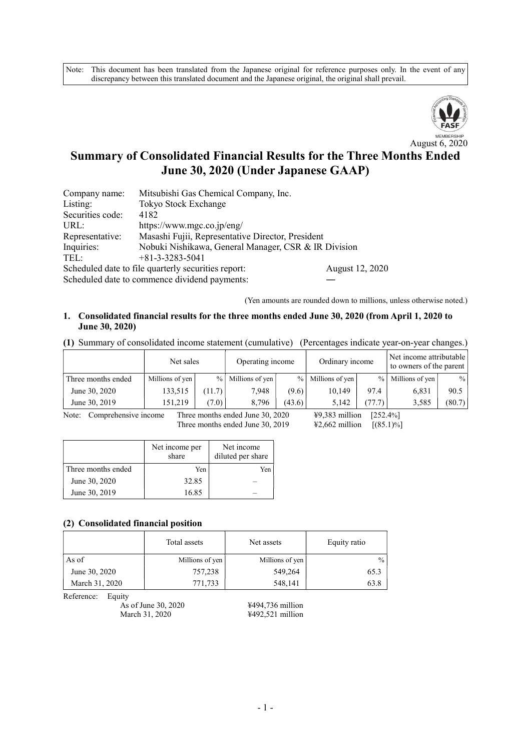Note: This document has been translated from the Japanese original for reference purposes only. In the event of any discrepancy between this translated document and the Japanese original, the original shall prevail.

August 6, 2020

# Summary of Consolidated Financial Results for the Three Months Ended June 30, 2020 (Under Japanese GAAP)

Company name: Mitsubishi Gas Chemical Company, Inc.
Listing: Tokyo Stock Exchange
Securities code: 4182
URL: https://www.mgc.co.jp/eng/
Representative: Masashi Fujii, Representative Director, President
Inquiries: Nobuki Nishikawa, General Manager, CSR & IR Division
TEL: +81-3-3283-5041
Scheduled date to file quarterly securities report: August 12, 2020
Scheduled date to commence dividend payments: —

(Yen amounts are rounded down to millions, unless otherwise noted.)

## 1. Consolidated financial results for the three months ended June 30, 2020 (from April 1, 2020 to June 30, 2020)

**(1)** Summary of consolidated income statement (cumulative) (Percentages indicate year-on-year changes.)

| | Net sales | | Operating income | | Ordinary income | | Net income attributable to owners of the parent | |
|---|---|---|---|---|---|---|---|---|
| Three months ended | Millions of yen | % | Millions of yen | % | Millions of yen | % | Millions of yen | % |
| June 30, 2020 | 133,515 | (11.7) | 7,948 | (9.6) | 10,149 | 97.4 | 6,831 | 90.5 |
| June 30, 2019 | 151,219 | (7.0) | 8,796 | (43.6) | 5,142 | (77.7) | 3,585 | (80.7) |

Note: Comprehensive income Three months ended June 30, 2020 ¥9,383 million [252.4%]
Three months ended June 30, 2019 ¥2,662 million [(85.1)%]

| | Net income per share | Net income diluted per share |
|---|---|---|
| Three months ended | Yen | Yen |
| June 30, 2020 | 32.85 | – |
| June 30, 2019 | 16.85 | – |

### (2) Consolidated financial position

| | Total assets | Net assets | Equity ratio |
|---|---|---|---|
| As of | Millions of yen | Millions of yen | % |
| June 30, 2020 | 757,238 | 549,264 | 65.3 |
| March 31, 2020 | 771,733 | 548,141 | 63.8 |

Reference: Equity
As of June 30, 2020 ¥494,736 million
March 31, 2020 ¥492,521 million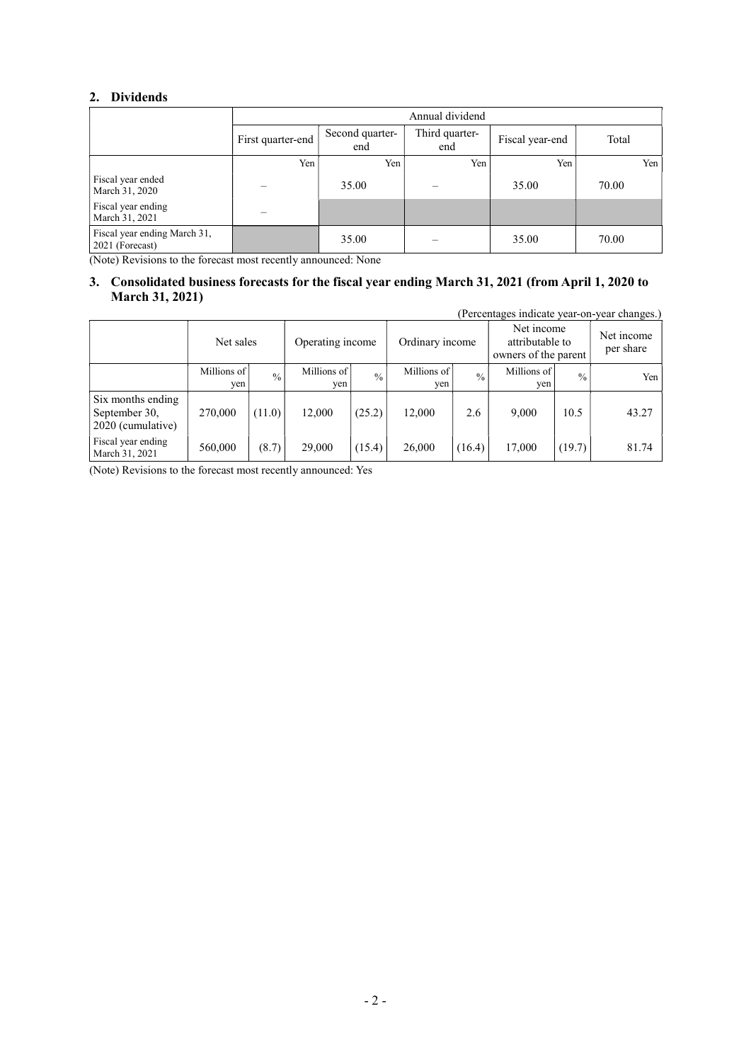## 2. Dividends

| | Annual dividend | | | | |
|---|---|---|---|---|---|
| | First quarter-end | Second quarter-end | Third quarter-end | Fiscal year-end | Total |
| | Yen | Yen | Yen | Yen | Yen |
| Fiscal year ended March 31, 2020 | – | 35.00 | – | 35.00 | 70.00 |
| Fiscal year ending March 31, 2021 | – | | | | |
| Fiscal year ending March 31, 2021 (Forecast) | | 35.00 | – | 35.00 | 70.00 |

(Note) Revisions to the forecast most recently announced: None

## 3. Consolidated business forecasts for the fiscal year ending March 31, 2021 (from April 1, 2020 to March 31, 2021)

(Percentages indicate year-on-year changes.)

| | Net sales | | Operating income | | Ordinary income | | Net income attributable to owners of the parent | | Net income per share |
|---|---|---|---|---|---|---|---|---|---|
| | Millions of yen | % | Millions of yen | % | Millions of yen | % | Millions of yen | % | Yen |
| Six months ending September 30, 2020 (cumulative) | 270,000 | (11.0) | 12,000 | (25.2) | 12,000 | 2.6 | 9,000 | 10.5 | 43.27 |
| Fiscal year ending March 31, 2021 | 560,000 | (8.7) | 29,000 | (15.4) | 26,000 | (16.4) | 17,000 | (19.7) | 81.74 |

(Note) Revisions to the forecast most recently announced: Yes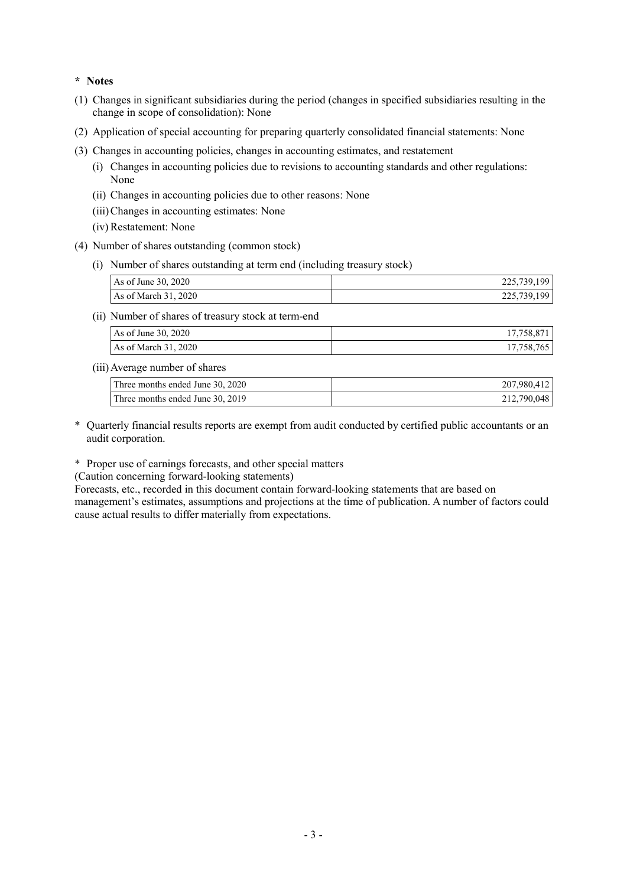**\* Notes**

(1) Changes in significant subsidiaries during the period (changes in specified subsidiaries resulting in the change in scope of consolidation): None

(2) Application of special accounting for preparing quarterly consolidated financial statements: None

(3) Changes in accounting policies, changes in accounting estimates, and restatement

  (i) Changes in accounting policies due to revisions to accounting standards and other regulations: None

  (ii) Changes in accounting policies due to other reasons: None

  (iii) Changes in accounting estimates: None

  (iv) Restatement: None

(4) Number of shares outstanding (common stock)

  (i) Number of shares outstanding at term end (including treasury stock)

| | |
|---|---|
| As of June 30, 2020 | 225,739,199 |
| As of March 31, 2020 | 225,739,199 |

  (ii) Number of shares of treasury stock at term-end

| | |
|---|---|
| As of June 30, 2020 | 17,758,871 |
| As of March 31, 2020 | 17,758,765 |

  (iii) Average number of shares

| | |
|---|---|
| Three months ended June 30, 2020 | 207,980,412 |
| Three months ended June 30, 2019 | 212,790,048 |

\* Quarterly financial results reports are exempt from audit conducted by certified public accountants or an audit corporation.

\* Proper use of earnings forecasts, and other special matters

(Caution concerning forward-looking statements)

Forecasts, etc., recorded in this document contain forward-looking statements that are based on management's estimates, assumptions and projections at the time of publication. A number of factors could cause actual results to differ materially from expectations.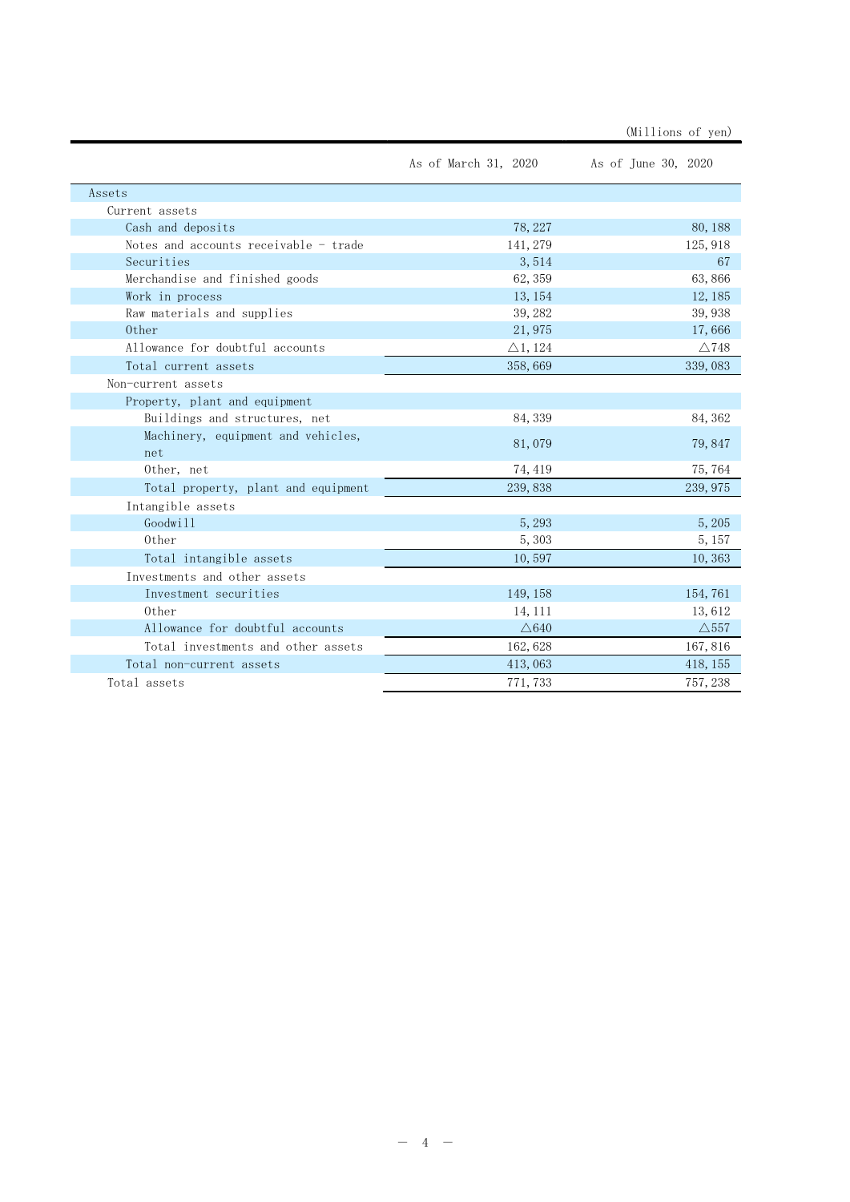(Millions of yen)

| | As of March 31, 2020 | As of June 30, 2020 |
|---|---|---|
| Assets | | |
| Current assets | | |
| Cash and deposits | 78,227 | 80,188 |
| Notes and accounts receivable - trade | 141,279 | 125,918 |
| Securities | 3,514 | 67 |
| Merchandise and finished goods | 62,359 | 63,866 |
| Work in process | 13,154 | 12,185 |
| Raw materials and supplies | 39,282 | 39,938 |
| Other | 21,975 | 17,666 |
| Allowance for doubtful accounts | △1,124 | △748 |
| Total current assets | 358,669 | 339,083 |
| Non-current assets | | |
| Property, plant and equipment | | |
| Buildings and structures, net | 84,339 | 84,362 |
| Machinery, equipment and vehicles, net | 81,079 | 79,847 |
| Other, net | 74,419 | 75,764 |
| Total property, plant and equipment | 239,838 | 239,975 |
| Intangible assets | | |
| Goodwill | 5,293 | 5,205 |
| Other | 5,303 | 5,157 |
| Total intangible assets | 10,597 | 10,363 |
| Investments and other assets | | |
| Investment securities | 149,158 | 154,761 |
| Other | 14,111 | 13,612 |
| Allowance for doubtful accounts | △640 | △557 |
| Total investments and other assets | 162,628 | 167,816 |
| Total non-current assets | 413,063 | 418,155 |
| Total assets | 771,733 | 757,238 |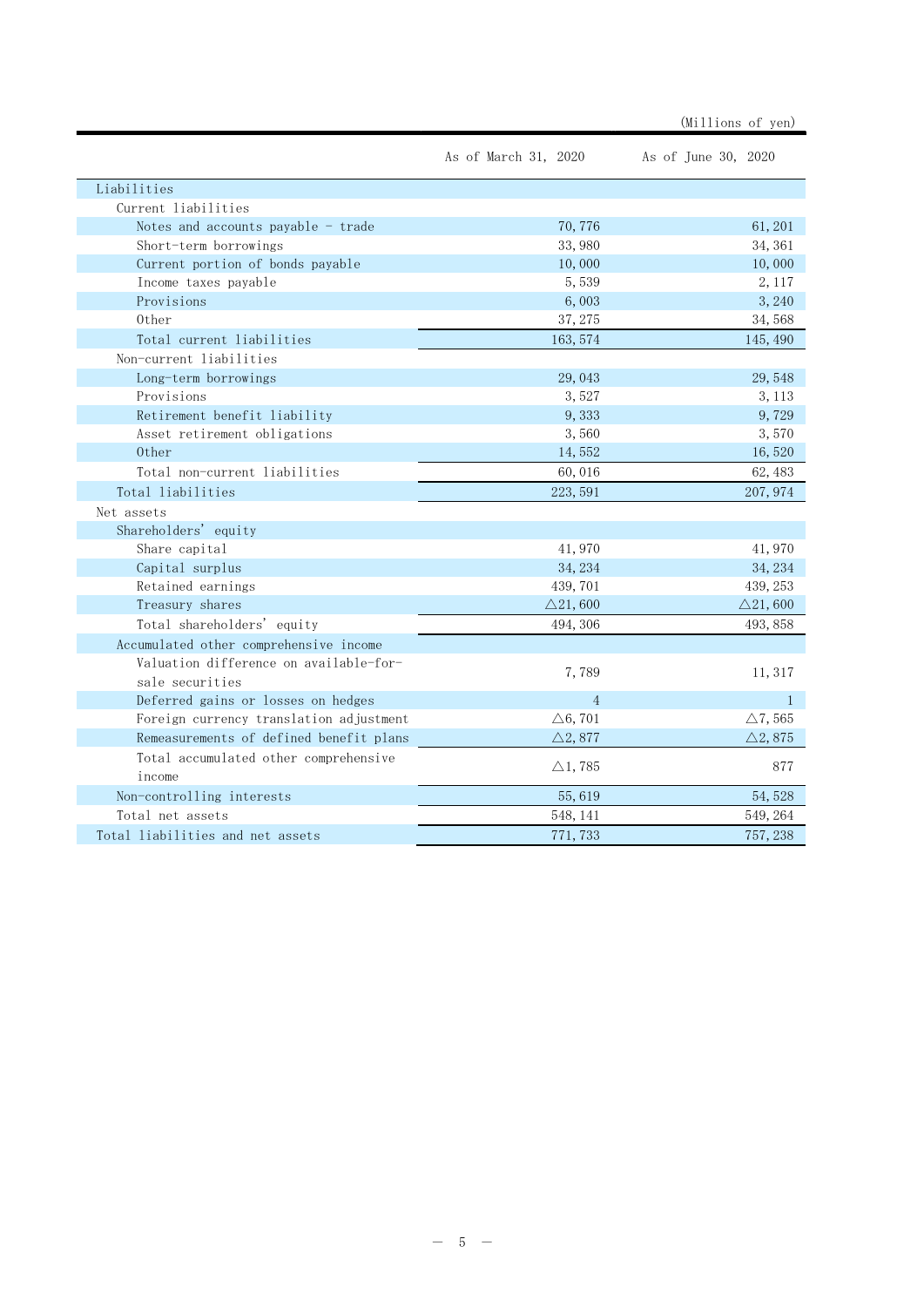(Millions of yen)

| | As of March 31, 2020 | As of June 30, 2020 |
|---|---|---|
| Liabilities | | |
| Current liabilities | | |
| Notes and accounts payable - trade | 70,776 | 61,201 |
| Short-term borrowings | 33,980 | 34,361 |
| Current portion of bonds payable | 10,000 | 10,000 |
| Income taxes payable | 5,539 | 2,117 |
| Provisions | 6,003 | 3,240 |
| Other | 37,275 | 34,568 |
| Total current liabilities | 163,574 | 145,490 |
| Non-current liabilities | | |
| Long-term borrowings | 29,043 | 29,548 |
| Provisions | 3,527 | 3,113 |
| Retirement benefit liability | 9,333 | 9,729 |
| Asset retirement obligations | 3,560 | 3,570 |
| Other | 14,552 | 16,520 |
| Total non-current liabilities | 60,016 | 62,483 |
| Total liabilities | 223,591 | 207,974 |
| Net assets | | |
| Shareholders' equity | | |
| Share capital | 41,970 | 41,970 |
| Capital surplus | 34,234 | 34,234 |
| Retained earnings | 439,701 | 439,253 |
| Treasury shares | △21,600 | △21,600 |
| Total shareholders' equity | 494,306 | 493,858 |
| Accumulated other comprehensive income | | |
| Valuation difference on available-for-sale securities | 7,789 | 11,317 |
| Deferred gains or losses on hedges | 4 | 1 |
| Foreign currency translation adjustment | △6,701 | △7,565 |
| Remeasurements of defined benefit plans | △2,877 | △2,875 |
| Total accumulated other comprehensive income | △1,785 | 877 |
| Non-controlling interests | 55,619 | 54,528 |
| Total net assets | 548,141 | 549,264 |
| Total liabilities and net assets | 771,733 | 757,238 |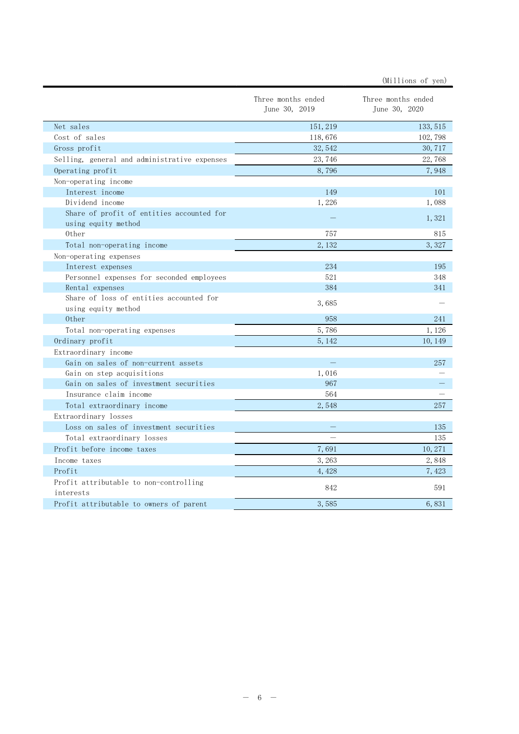(Millions of yen)

| | Three months ended June 30, 2019 | Three months ended June 30, 2020 |
|---|---|---|
| Net sales | 151,219 | 133,515 |
| Cost of sales | 118,676 | 102,798 |
| Gross profit | 32,542 | 30,717 |
| Selling, general and administrative expenses | 23,746 | 22,768 |
| Operating profit | 8,796 | 7,948 |
| Non-operating income | | |
| Interest income | 149 | 101 |
| Dividend income | 1,226 | 1,088 |
| Share of profit of entities accounted for using equity method | — | 1,321 |
| Other | 757 | 815 |
| Total non-operating income | 2,132 | 3,327 |
| Non-operating expenses | | |
| Interest expenses | 234 | 195 |
| Personnel expenses for seconded employees | 521 | 348 |
| Rental expenses | 384 | 341 |
| Share of loss of entities accounted for using equity method | 3,685 | — |
| Other | 958 | 241 |
| Total non-operating expenses | 5,786 | 1,126 |
| Ordinary profit | 5,142 | 10,149 |
| Extraordinary income | | |
| Gain on sales of non-current assets | — | 257 |
| Gain on step acquisitions | 1,016 | — |
| Gain on sales of investment securities | 967 | — |
| Insurance claim income | 564 | — |
| Total extraordinary income | 2,548 | 257 |
| Extraordinary losses | | |
| Loss on sales of investment securities | — | 135 |
| Total extraordinary losses | — | 135 |
| Profit before income taxes | 7,691 | 10,271 |
| Income taxes | 3,263 | 2,848 |
| Profit | 4,428 | 7,423 |
| Profit attributable to non-controlling interests | 842 | 591 |
| Profit attributable to owners of parent | 3,585 | 6,831 |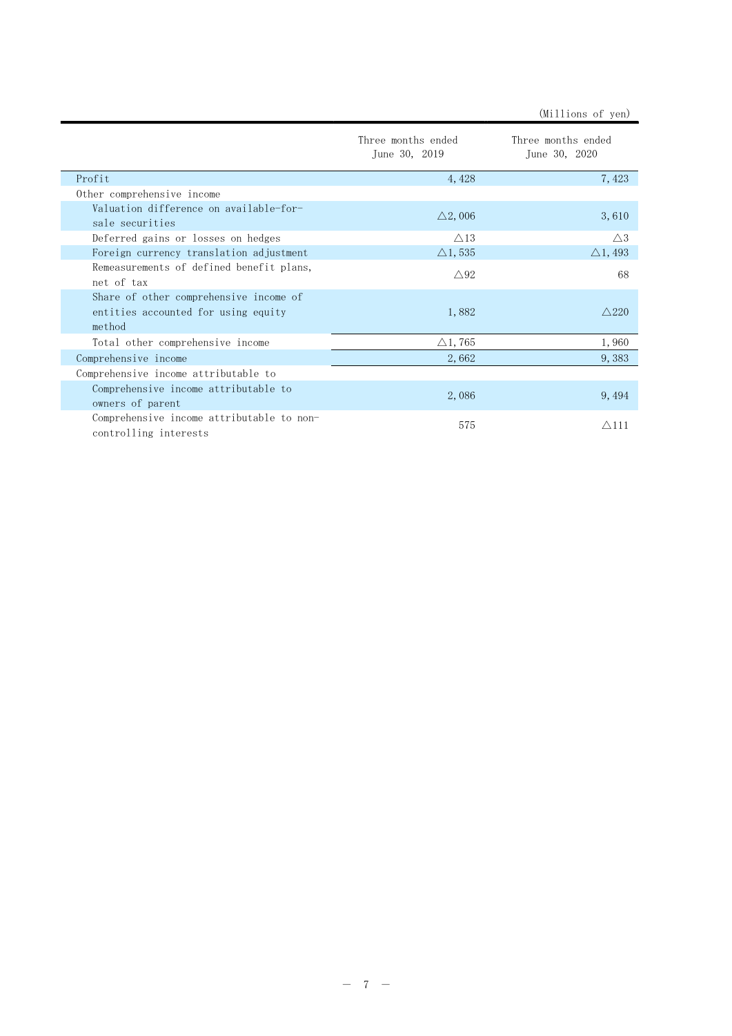(Millions of yen)

| | Three months ended June 30, 2019 | Three months ended June 30, 2020 |
|---|---|---|
| Profit | 4,428 | 7,423 |
| Other comprehensive income | | |
| Valuation difference on available-for-sale securities | △2,006 | 3,610 |
| Deferred gains or losses on hedges | △13 | △3 |
| Foreign currency translation adjustment | △1,535 | △1,493 |
| Remeasurements of defined benefit plans, net of tax | △92 | 68 |
| Share of other comprehensive income of entities accounted for using equity method | 1,882 | △220 |
| Total other comprehensive income | △1,765 | 1,960 |
| Comprehensive income | 2,662 | 9,383 |
| Comprehensive income attributable to | | |
| Comprehensive income attributable to owners of parent | 2,086 | 9,494 |
| Comprehensive income attributable to non-controlling interests | 575 | △111 |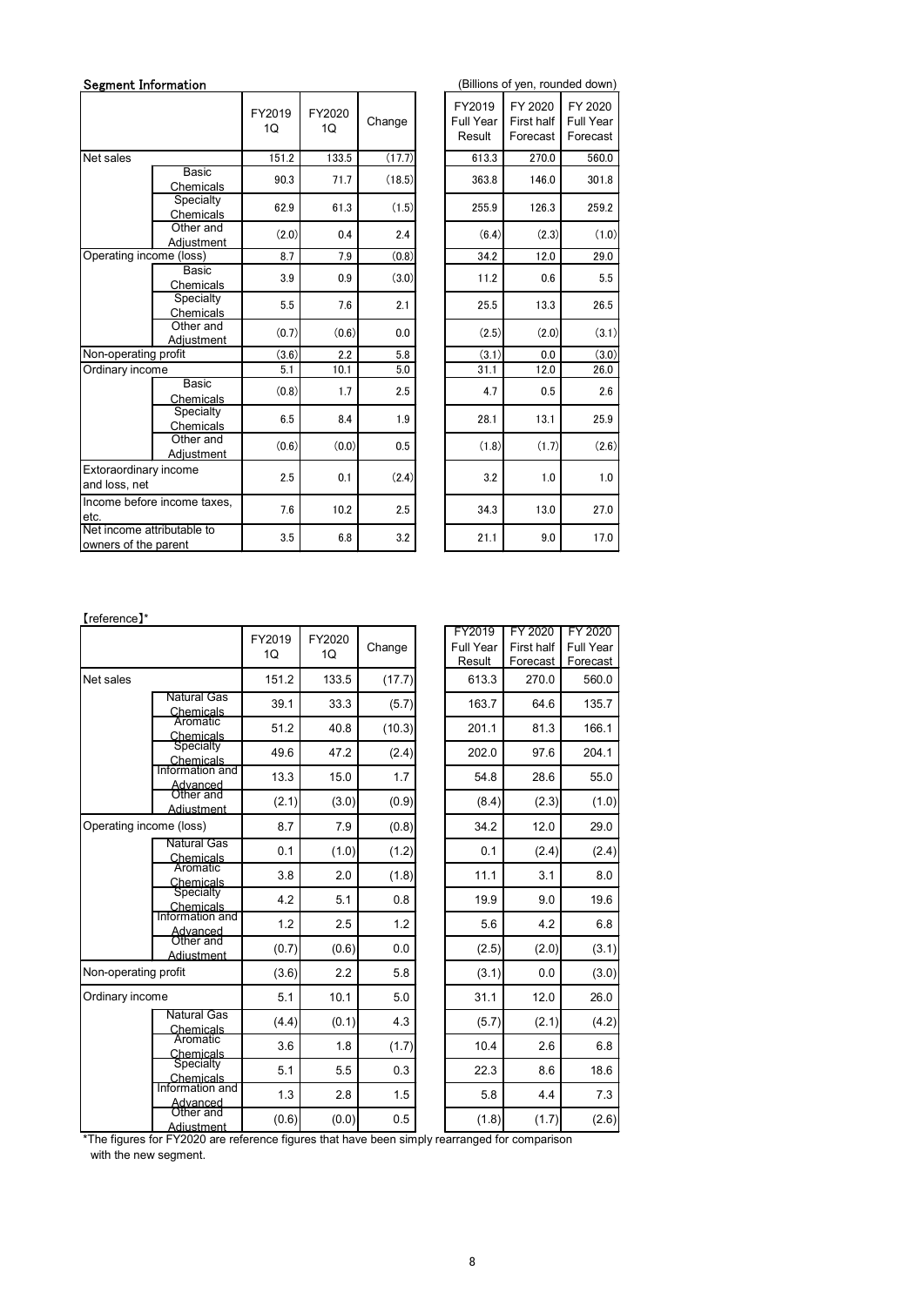### Segment Information

(Billions of yen, rounded down)

| | | FY2019 1Q | FY2020 1Q | Change | FY2019 Full Year Result | FY 2020 First half Forecast | FY 2020 Full Year Forecast |
|---|---|---|---|---|---|---|---|
| Net sales | | 151.2 | 133.5 | (17.7) | 613.3 | 270.0 | 560.0 |
| | Basic Chemicals | 90.3 | 71.7 | (18.5) | 363.8 | 146.0 | 301.8 |
| | Specialty Chemicals | 62.9 | 61.3 | (1.5) | 255.9 | 126.3 | 259.2 |
| | Other and Adjustment | (2.0) | 0.4 | 2.4 | (6.4) | (2.3) | (1.0) |
| Operating income (loss) | | 8.7 | 7.9 | (0.8) | 34.2 | 12.0 | 29.0 |
| | Basic Chemicals | 3.9 | 0.9 | (3.0) | 11.2 | 0.6 | 5.5 |
| | Specialty Chemicals | 5.5 | 7.6 | 2.1 | 25.5 | 13.3 | 26.5 |
| | Other and Adjustment | (0.7) | (0.6) | 0.0 | (2.5) | (2.0) | (3.1) |
| Non-operating profit | | (3.6) | 2.2 | 5.8 | (3.1) | 0.0 | (3.0) |
| Ordinary income | | 5.1 | 10.1 | 5.0 | 31.1 | 12.0 | 26.0 |
| | Basic Chemicals | (0.8) | 1.7 | 2.5 | 4.7 | 0.5 | 2.6 |
| | Specialty Chemicals | 6.5 | 8.4 | 1.9 | 28.1 | 13.1 | 25.9 |
| | Other and Adjustment | (0.6) | (0.0) | 0.5 | (1.8) | (1.7) | (2.6) |
| Extoraordinary income and loss, net | | 2.5 | 0.1 | (2.4) | 3.2 | 1.0 | 1.0 |
| Income before income taxes, etc. | | 7.6 | 10.2 | 2.5 | 34.3 | 13.0 | 27.0 |
| Net income attributable to owners of the parent | | 3.5 | 6.8 | 3.2 | 21.1 | 9.0 | 17.0 |

【reference】*

| | | FY2019 1Q | FY2020 1Q | Change | FY2019 Full Year Result | FY 2020 First half Forecast | FY 2020 Full Year Forecast |
|---|---|---|---|---|---|---|---|
| Net sales | | 151.2 | 133.5 | (17.7) | 613.3 | 270.0 | 560.0 |
| | Natural Gas Chemicals | 39.1 | 33.3 | (5.7) | 163.7 | 64.6 | 135.7 |
| | Aromatic Chemicals | 51.2 | 40.8 | (10.3) | 201.1 | 81.3 | 166.1 |
| | Specialty Chemicals | 49.6 | 47.2 | (2.4) | 202.0 | 97.6 | 204.1 |
| | Information and Advanced | 13.3 | 15.0 | 1.7 | 54.8 | 28.6 | 55.0 |
| | Other and Adjustment | (2.1) | (3.0) | (0.9) | (8.4) | (2.3) | (1.0) |
| Operating income (loss) | | 8.7 | 7.9 | (0.8) | 34.2 | 12.0 | 29.0 |
| | Natural Gas Chemicals | 0.1 | (1.0) | (1.2) | 0.1 | (2.4) | (2.4) |
| | Aromatic Chemicals | 3.8 | 2.0 | (1.8) | 11.1 | 3.1 | 8.0 |
| | Specialty Chemicals | 4.2 | 5.1 | 0.8 | 19.9 | 9.0 | 19.6 |
| | Information and Advanced | 1.2 | 2.5 | 1.2 | 5.6 | 4.2 | 6.8 |
| | Other and Adjustment | (0.7) | (0.6) | 0.0 | (2.5) | (2.0) | (3.1) |
| Non-operating profit | | (3.6) | 2.2 | 5.8 | (3.1) | 0.0 | (3.0) |
| Ordinary income | | 5.1 | 10.1 | 5.0 | 31.1 | 12.0 | 26.0 |
| | Natural Gas Chemicals | (4.4) | (0.1) | 4.3 | (5.7) | (2.1) | (4.2) |
| | Aromatic Chemicals | 3.6 | 1.8 | (1.7) | 10.4 | 2.6 | 6.8 |
| | Specialty Chemicals | 5.1 | 5.5 | 0.3 | 22.3 | 8.6 | 18.6 |
| | Information and Advanced | 1.3 | 2.8 | 1.5 | 5.8 | 4.4 | 7.3 |
| | Other and Adjustment | (0.6) | (0.0) | 0.5 | (1.8) | (1.7) | (2.6) |

*The figures for FY2020 are reference figures that have been simply rearranged for comparison with the new segment.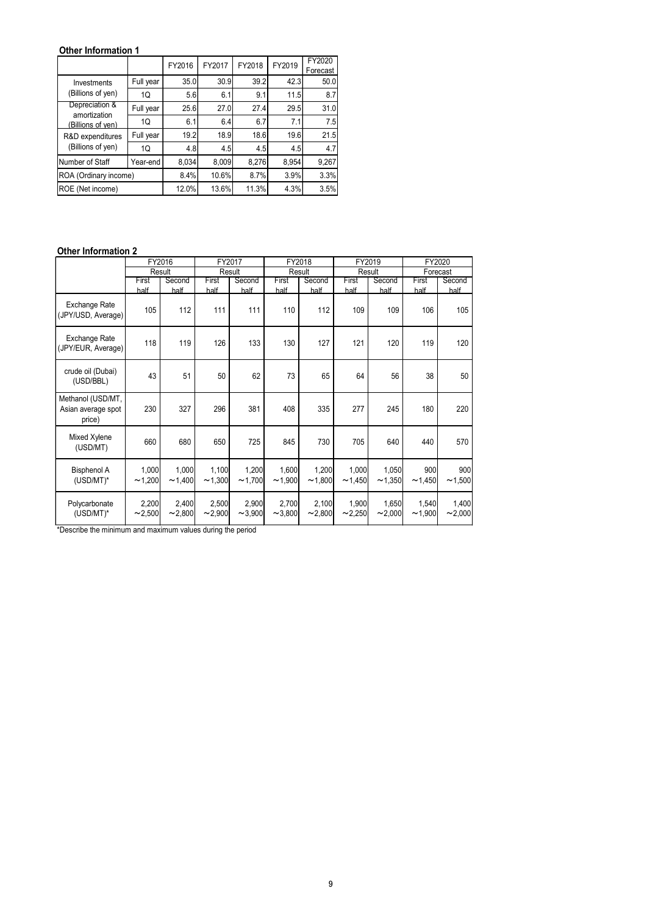**Other Information 1**

| | | FY2016 | FY2017 | FY2018 | FY2019 | FY2020 Forecast |
|---|---|---|---|---|---|---|
| Investments (Billions of yen) | Full year | 35.0 | 30.9 | 39.2 | 42.3 | 50.0 |
| | 1Q | 5.6 | 6.1 | 9.1 | 11.5 | 8.7 |
| Depreciation & amortization (Billions of yen) | Full year | 25.6 | 27.0 | 27.4 | 29.5 | 31.0 |
| | 1Q | 6.1 | 6.4 | 6.7 | 7.1 | 7.5 |
| R&D expenditures (Billions of yen) | Full year | 19.2 | 18.9 | 18.6 | 19.6 | 21.5 |
| | 1Q | 4.8 | 4.5 | 4.5 | 4.5 | 4.7 |
| Number of Staff | Year-end | 8,034 | 8,009 | 8,276 | 8,954 | 9,267 |
| ROA (Ordinary income) | | 8.4% | 10.6% | 8.7% | 3.9% | 3.3% |
| ROE (Net income) | | 12.0% | 13.6% | 11.3% | 4.3% | 3.5% |

**Other Information 2**

| | FY2016 | | FY2017 | | FY2018 | | FY2019 | | FY2020 | |
|---|---|---|---|---|---|---|---|---|---|---|
| | Result | | Result | | Result | | Result | | Forecast | |
| | First half | Second half | First half | Second half | First half | Second half | First half | Second half | First half | Second half |
| Exchange Rate (JPY/USD, Average) | 105 | 112 | 111 | 111 | 110 | 112 | 109 | 109 | 106 | 105 |
| Exchange Rate (JPY/EUR, Average) | 118 | 119 | 126 | 133 | 130 | 127 | 121 | 120 | 119 | 120 |
| crude oil (Dubai) (USD/BBL) | 43 | 51 | 50 | 62 | 73 | 65 | 64 | 56 | 38 | 50 |
| Methanol (USD/MT, Asian average spot price) | 230 | 327 | 296 | 381 | 408 | 335 | 277 | 245 | 180 | 220 |
| Mixed Xylene (USD/MT) | 660 | 680 | 650 | 725 | 845 | 730 | 705 | 640 | 440 | 570 |
| Bisphenol A (USD/MT)* | 1,000 ～1,200 | 1,000 ～1,400 | 1,100 ～1,300 | 1,200 ～1,700 | 1,600 ～1,900 | 1,200 ～1,800 | 1,000 ～1,450 | 1,050 ～1,350 | 900 ～1,450 | 900 ～1,500 |
| Polycarbonate (USD/MT)* | 2,200 ～2,500 | 2,400 ～2,800 | 2,500 ～2,900 | 2,900 ～3,900 | 2,700 ～3,800 | 2,100 ～2,800 | 1,900 ～2,250 | 1,650 ～2,000 | 1,540 ～1,900 | 1,400 ～2,000 |

*Describe the minimum and maximum values during the period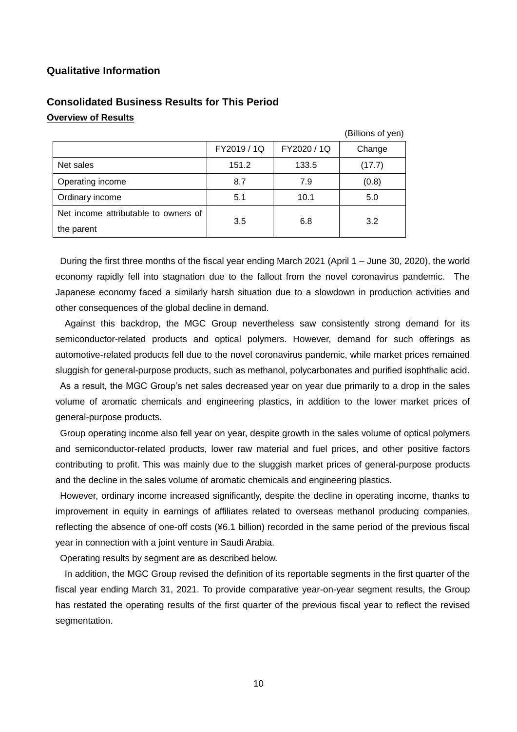## Qualitative Information

### Consolidated Business Results for This Period

**Overview of Results**

(Billions of yen)

| | FY2019 / 1Q | FY2020 / 1Q | Change |
|---|---|---|---|
| Net sales | 151.2 | 133.5 | (17.7) |
| Operating income | 8.7 | 7.9 | (0.8) |
| Ordinary income | 5.1 | 10.1 | 5.0 |
| Net income attributable to owners of the parent | 3.5 | 6.8 | 3.2 |

During the first three months of the fiscal year ending March 2021 (April 1 – June 30, 2020), the world economy rapidly fell into stagnation due to the fallout from the novel coronavirus pandemic. The Japanese economy faced a similarly harsh situation due to a slowdown in production activities and other consequences of the global decline in demand.

Against this backdrop, the MGC Group nevertheless saw consistently strong demand for its semiconductor-related products and optical polymers. However, demand for such offerings as automotive-related products fell due to the novel coronavirus pandemic, while market prices remained sluggish for general-purpose products, such as methanol, polycarbonates and purified isophthalic acid.

As a result, the MGC Group's net sales decreased year on year due primarily to a drop in the sales volume of aromatic chemicals and engineering plastics, in addition to the lower market prices of general-purpose products.

Group operating income also fell year on year, despite growth in the sales volume of optical polymers and semiconductor-related products, lower raw material and fuel prices, and other positive factors contributing to profit. This was mainly due to the sluggish market prices of general-purpose products and the decline in the sales volume of aromatic chemicals and engineering plastics.

However, ordinary income increased significantly, despite the decline in operating income, thanks to improvement in equity in earnings of affiliates related to overseas methanol producing companies, reflecting the absence of one-off costs (¥6.1 billion) recorded in the same period of the previous fiscal year in connection with a joint venture in Saudi Arabia.

Operating results by segment are as described below.

In addition, the MGC Group revised the definition of its reportable segments in the first quarter of the fiscal year ending March 31, 2021. To provide comparative year-on-year segment results, the Group has restated the operating results of the first quarter of the previous fiscal year to reflect the revised segmentation.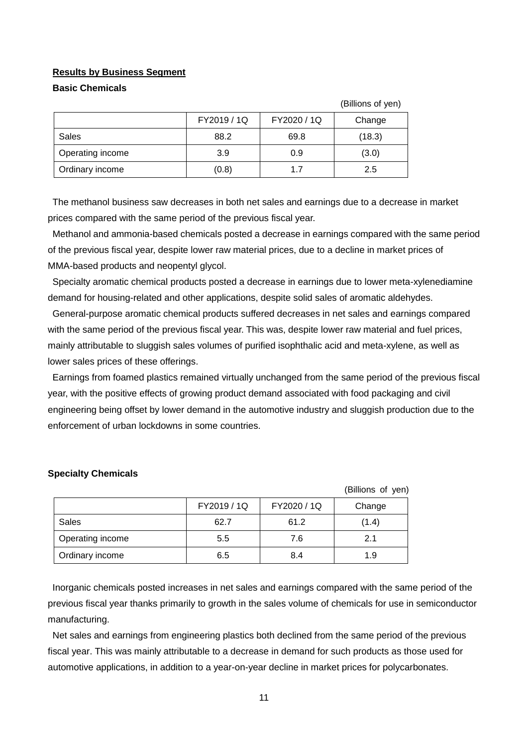## Results by Business Segment

### Basic Chemicals

(Billions of yen)

| | FY2019 / 1Q | FY2020 / 1Q | Change |
|---|---|---|---|
| Sales | 88.2 | 69.8 | (18.3) |
| Operating income | 3.9 | 0.9 | (3.0) |
| Ordinary income | (0.8) | 1.7 | 2.5 |

The methanol business saw decreases in both net sales and earnings due to a decrease in market prices compared with the same period of the previous fiscal year.

Methanol and ammonia-based chemicals posted a decrease in earnings compared with the same period of the previous fiscal year, despite lower raw material prices, due to a decline in market prices of MMA-based products and neopentyl glycol.

Specialty aromatic chemical products posted a decrease in earnings due to lower meta-xylenediamine demand for housing-related and other applications, despite solid sales of aromatic aldehydes.

General-purpose aromatic chemical products suffered decreases in net sales and earnings compared with the same period of the previous fiscal year. This was, despite lower raw material and fuel prices, mainly attributable to sluggish sales volumes of purified isophthalic acid and meta-xylene, as well as lower sales prices of these offerings.

Earnings from foamed plastics remained virtually unchanged from the same period of the previous fiscal year, with the positive effects of growing product demand associated with food packaging and civil engineering being offset by lower demand in the automotive industry and sluggish production due to the enforcement of urban lockdowns in some countries.

### Specialty Chemicals

(Billions of yen)

| | FY2019 / 1Q | FY2020 / 1Q | Change |
|---|---|---|---|
| Sales | 62.7 | 61.2 | (1.4) |
| Operating income | 5.5 | 7.6 | 2.1 |
| Ordinary income | 6.5 | 8.4 | 1.9 |

Inorganic chemicals posted increases in net sales and earnings compared with the same period of the previous fiscal year thanks primarily to growth in the sales volume of chemicals for use in semiconductor manufacturing.

Net sales and earnings from engineering plastics both declined from the same period of the previous fiscal year. This was mainly attributable to a decrease in demand for such products as those used for automotive applications, in addition to a year-on-year decline in market prices for polycarbonates.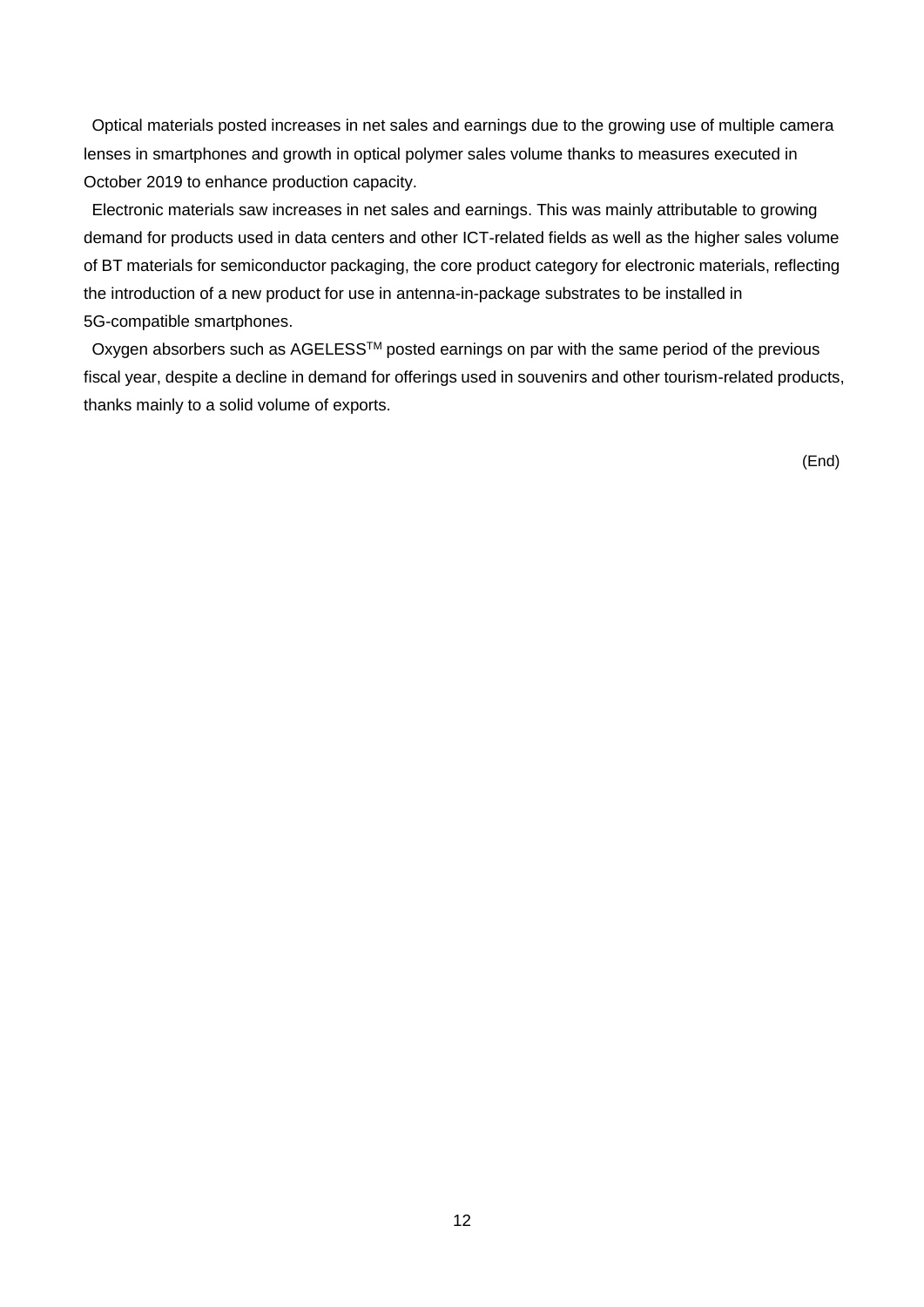Optical materials posted increases in net sales and earnings due to the growing use of multiple camera lenses in smartphones and growth in optical polymer sales volume thanks to measures executed in October 2019 to enhance production capacity.

Electronic materials saw increases in net sales and earnings. This was mainly attributable to growing demand for products used in data centers and other ICT-related fields as well as the higher sales volume of BT materials for semiconductor packaging, the core product category for electronic materials, reflecting the introduction of a new product for use in antenna-in-package substrates to be installed in 5G-compatible smartphones.

Oxygen absorbers such as AGELESS™ posted earnings on par with the same period of the previous fiscal year, despite a decline in demand for offerings used in souvenirs and other tourism-related products, thanks mainly to a solid volume of exports.

(End)